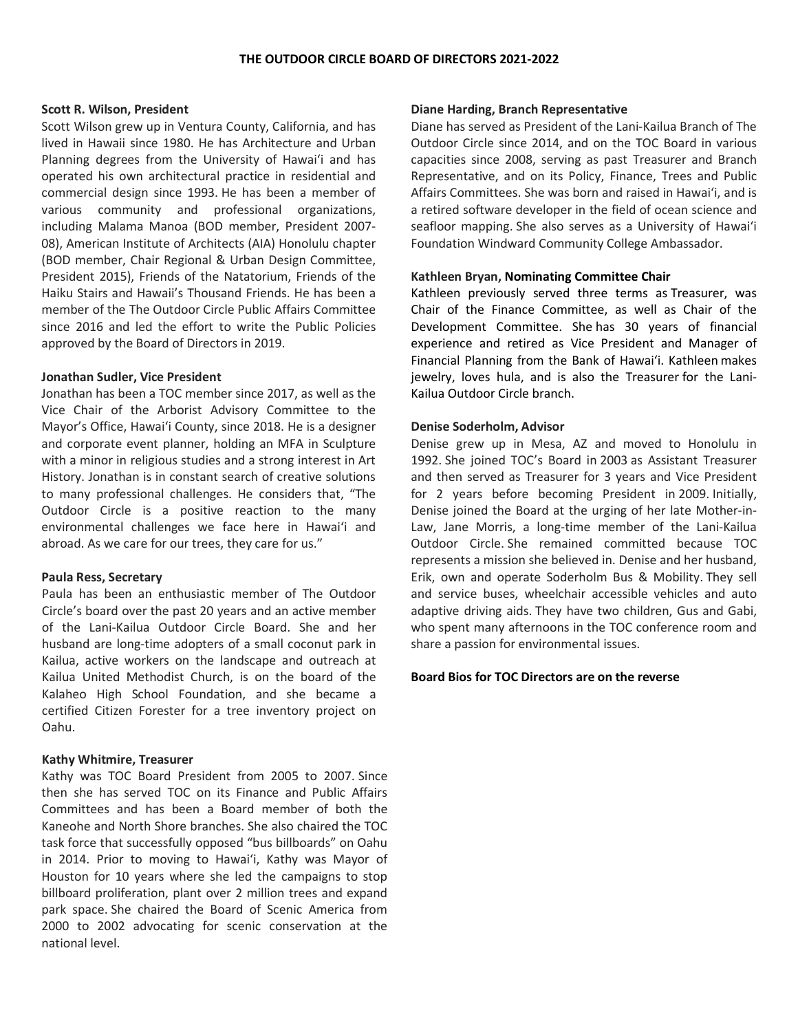# THE OUTDOOR CIRCLE BOARD OF DIRECTORS 2021-2022

**Scott R. Wilson, President**

Scott Wilson grew up in Ventura County, California, and has lived in Hawaii since 1980. He has Architecture and Urban Planning degrees from the University of Hawaiʻi and has operated his own architectural practice in residential and commercial design since 1993. He has been a member of various community and professional organizations, including Malama Manoa (BOD member, President 2007-08), American Institute of Architects (AIA) Honolulu chapter (BOD member, Chair Regional & Urban Design Committee, President 2015), Friends of the Natatorium, Friends of the Haiku Stairs and Hawaii's Thousand Friends. He has been a member of the The Outdoor Circle Public Affairs Committee since 2016 and led the effort to write the Public Policies approved by the Board of Directors in 2019.

**Jonathan Sudler, Vice President**

Jonathan has been a TOC member since 2017, as well as the Vice Chair of the Arborist Advisory Committee to the Mayor's Office, Hawaiʻi County, since 2018. He is a designer and corporate event planner, holding an MFA in Sculpture with a minor in religious studies and a strong interest in Art History. Jonathan is in constant search of creative solutions to many professional challenges. He considers that, "The Outdoor Circle is a positive reaction to the many environmental challenges we face here in Hawaiʻi and abroad. As we care for our trees, they care for us."

**Paula Ress, Secretary**

Paula has been an enthusiastic member of The Outdoor Circle's board over the past 20 years and an active member of the Lani-Kailua Outdoor Circle Board. She and her husband are long-time adopters of a small coconut park in Kailua, active workers on the landscape and outreach at Kailua United Methodist Church, is on the board of the Kalaheo High School Foundation, and she became a certified Citizen Forester for a tree inventory project on Oahu.

**Kathy Whitmire, Treasurer**

Kathy was TOC Board President from 2005 to 2007. Since then she has served TOC on its Finance and Public Affairs Committees and has been a Board member of both the Kaneohe and North Shore branches. She also chaired the TOC task force that successfully opposed "bus billboards" on Oahu in 2014. Prior to moving to Hawaiʻi, Kathy was Mayor of Houston for 10 years where she led the campaigns to stop billboard proliferation, plant over 2 million trees and expand park space. She chaired the Board of Scenic America from 2000 to 2002 advocating for scenic conservation at the national level.

**Diane Harding, Branch Representative**

Diane has served as President of the Lani-Kailua Branch of The Outdoor Circle since 2014, and on the TOC Board in various capacities since 2008, serving as past Treasurer and Branch Representative, and on its Policy, Finance, Trees and Public Affairs Committees. She was born and raised in Hawaiʻi, and is a retired software developer in the field of ocean science and seafloor mapping. She also serves as a University of Hawaiʻi Foundation Windward Community College Ambassador.

**Kathleen Bryan, Nominating Committee Chair**

Kathleen previously served three terms as Treasurer, was Chair of the Finance Committee, as well as Chair of the Development Committee. She has 30 years of financial experience and retired as Vice President and Manager of Financial Planning from the Bank of Hawaiʻi. Kathleen makes jewelry, loves hula, and is also the Treasurer for the Lani-Kailua Outdoor Circle branch.

**Denise Soderholm, Advisor**

Denise grew up in Mesa, AZ and moved to Honolulu in 1992. She joined TOC's Board in 2003 as Assistant Treasurer and then served as Treasurer for 3 years and Vice President for 2 years before becoming President in 2009. Initially, Denise joined the Board at the urging of her late Mother-in-Law, Jane Morris, a long-time member of the Lani-Kailua Outdoor Circle. She remained committed because TOC represents a mission she believed in. Denise and her husband, Erik, own and operate Soderholm Bus & Mobility. They sell and service buses, wheelchair accessible vehicles and auto adaptive driving aids. They have two children, Gus and Gabi, who spent many afternoons in the TOC conference room and share a passion for environmental issues.

**Board Bios for TOC Directors are on the reverse**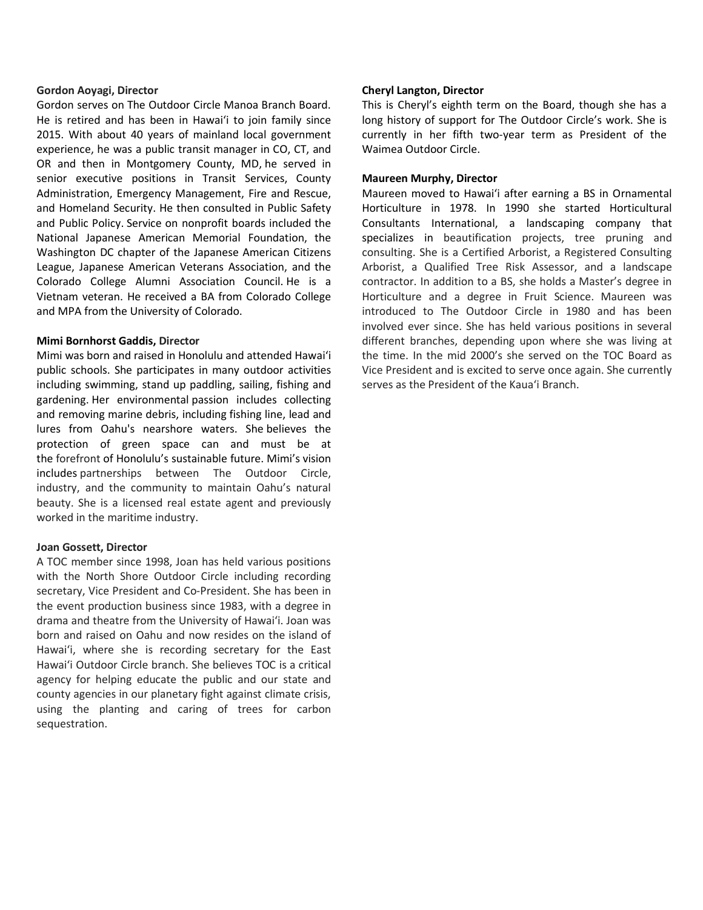**Gordon Aoyagi, Director**

Gordon serves on The Outdoor Circle Manoa Branch Board. He is retired and has been in Hawai'i to join family since 2015. With about 40 years of mainland local government experience, he was a public transit manager in CO, CT, and OR and then in Montgomery County, MD, he served in senior executive positions in Transit Services, County Administration, Emergency Management, Fire and Rescue, and Homeland Security. He then consulted in Public Safety and Public Policy. Service on nonprofit boards included the National Japanese American Memorial Foundation, the Washington DC chapter of the Japanese American Citizens League, Japanese American Veterans Association, and the Colorado College Alumni Association Council. He is a Vietnam veteran. He received a BA from Colorado College and MPA from the University of Colorado.

**Mimi Bornhorst Gaddis, Director**

Mimi was born and raised in Honolulu and attended Hawai'i public schools. She participates in many outdoor activities including swimming, stand up paddling, sailing, fishing and gardening. Her environmental passion includes collecting and removing marine debris, including fishing line, lead and lures from Oahu's nearshore waters. She believes the protection of green space can and must be at the forefront of Honolulu's sustainable future. Mimi's vision includes partnerships between The Outdoor Circle, industry, and the community to maintain Oahu's natural beauty. She is a licensed real estate agent and previously worked in the maritime industry.

**Joan Gossett, Director**

A TOC member since 1998, Joan has held various positions with the North Shore Outdoor Circle including recording secretary, Vice President and Co-President. She has been in the event production business since 1983, with a degree in drama and theatre from the University of Hawai'i. Joan was born and raised on Oahu and now resides on the island of Hawai'i, where she is recording secretary for the East Hawai'i Outdoor Circle branch. She believes TOC is a critical agency for helping educate the public and our state and county agencies in our planetary fight against climate crisis, using the planting and caring of trees for carbon sequestration.

**Cheryl Langton, Director**

This is Cheryl's eighth term on the Board, though she has a long history of support for The Outdoor Circle's work. She is currently in her fifth two-year term as President of the Waimea Outdoor Circle.

**Maureen Murphy, Director**

Maureen moved to Hawai'i after earning a BS in Ornamental Horticulture in 1978. In 1990 she started Horticultural Consultants International, a landscaping company that specializes in beautification projects, tree pruning and consulting. She is a Certified Arborist, a Registered Consulting Arborist, a Qualified Tree Risk Assessor, and a landscape contractor. In addition to a BS, she holds a Master's degree in Horticulture and a degree in Fruit Science. Maureen was introduced to The Outdoor Circle in 1980 and has been involved ever since. She has held various positions in several different branches, depending upon where she was living at the time. In the mid 2000's she served on the TOC Board as Vice President and is excited to serve once again. She currently serves as the President of the Kaua'i Branch.